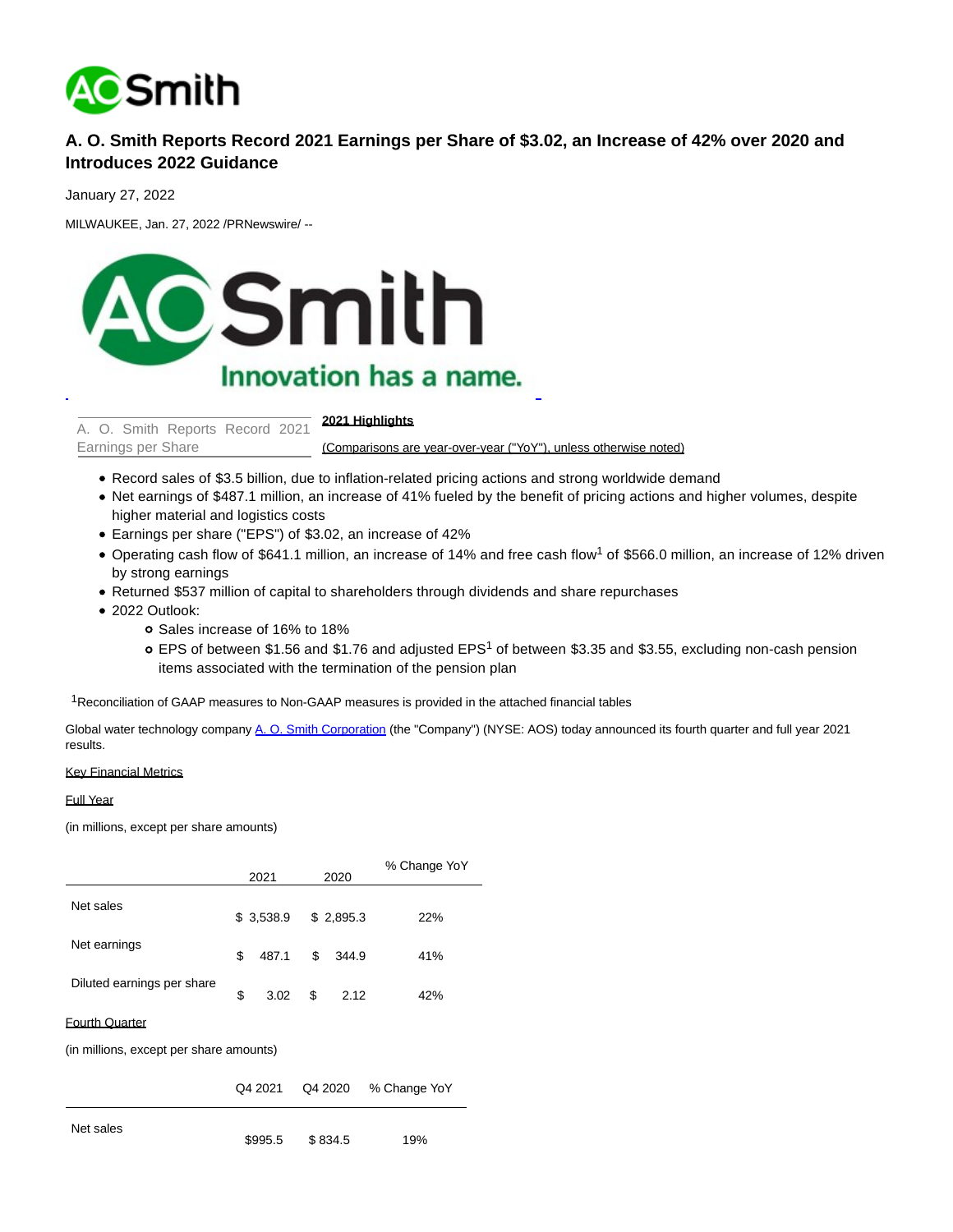# A. O. Smith Reports Record 2021 Earnings per Share of $3.02, an Increase of 42% over 2020 and Introduces 2022 Guidance

January 27, 2022

MILWAUKEE, Jan. 27, 2022 /PRNewswire/ --

A. O. Smith Reports Record 2021 Earnings per Share

**2021 Highlights**

(Comparisons are year-over-year ("YoY"), unless otherwise noted)

- Record sales of $3.5 billion, due to inflation-related pricing actions and strong worldwide demand
- Net earnings of $487.1 million, an increase of 41% fueled by the benefit of pricing actions and higher volumes, despite higher material and logistics costs
- Earnings per share ("EPS") of $3.02, an increase of 42%
- Operating cash flow of $641.1 million, an increase of 14% and free cash flow[1] of $566.0 million, an increase of 12% driven by strong earnings
- Returned $537 million of capital to shareholders through dividends and share repurchases
- 2022 Outlook:
  - Sales increase of 16% to 18%
  - EPS of between $1.56 and $1.76 and adjusted EPS[1] of between $3.35 and $3.55, excluding non-cash pension items associated with the termination of the pension plan

[1]Reconciliation of GAAP measures to Non-GAAP measures is provided in the attached financial tables

Global water technology company A. O. Smith Corporation (the "Company") (NYSE: AOS) today announced its fourth quarter and full year 2021 results.

Key Financial Metrics

Full Year

(in millions, except per share amounts)

| | 2021 | 2020 | % Change YoY |
|---|---|---|---|
| Net sales | $ 3,538.9 | $ 2,895.3 | 22% |
| Net earnings | $ 487.1 | $ 344.9 | 41% |
| Diluted earnings per share | $ 3.02 | $ 2.12 | 42% |

Fourth Quarter

(in millions, except per share amounts)

| | Q4 2021 | Q4 2020 | % Change YoY |
|---|---|---|---|
| Net sales | $995.5 | $ 834.5 | 19% |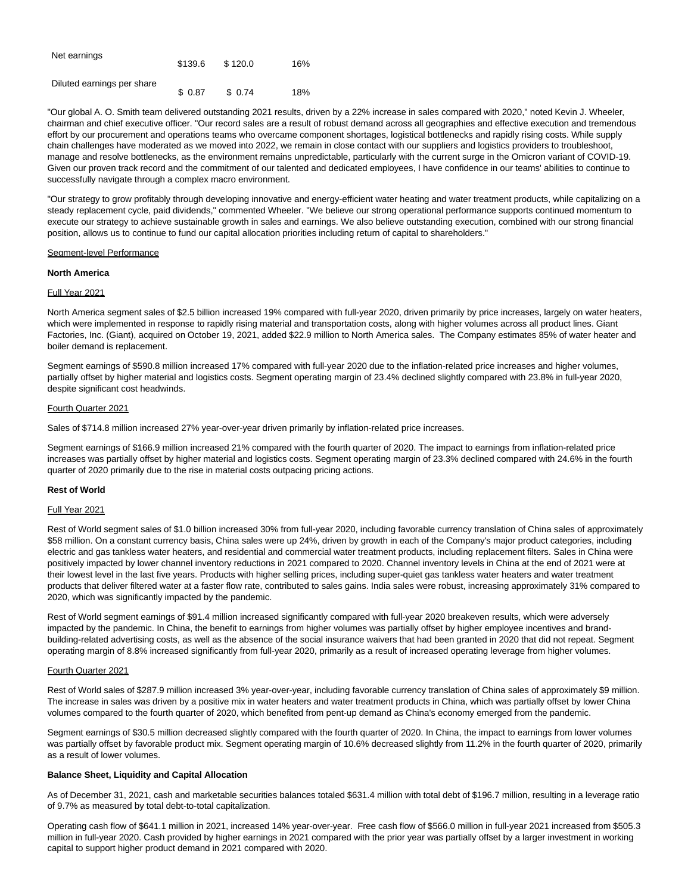| | | | |
|---|---|---|---|
| Net earnings | $139.6 | $ 120.0 | 16% |
| Diluted earnings per share | $ 0.87 | $ 0.74 | 18% |

"Our global A. O. Smith team delivered outstanding 2021 results, driven by a 22% increase in sales compared with 2020," noted Kevin J. Wheeler, chairman and chief executive officer. "Our record sales are a result of robust demand across all geographies and effective execution and tremendous effort by our procurement and operations teams who overcame component shortages, logistical bottlenecks and rapidly rising costs. While supply chain challenges have moderated as we moved into 2022, we remain in close contact with our suppliers and logistics providers to troubleshoot, manage and resolve bottlenecks, as the environment remains unpredictable, particularly with the current surge in the Omicron variant of COVID-19. Given our proven track record and the commitment of our talented and dedicated employees, I have confidence in our teams' abilities to continue to successfully navigate through a complex macro environment.

"Our strategy to grow profitably through developing innovative and energy-efficient water heating and water treatment products, while capitalizing on a steady replacement cycle, paid dividends," commented Wheeler. "We believe our strong operational performance supports continued momentum to execute our strategy to achieve sustainable growth in sales and earnings. We also believe outstanding execution, combined with our strong financial position, allows us to continue to fund our capital allocation priorities including return of capital to shareholders."

Segment-level Performance

**North America**

Full Year 2021

North America segment sales of $2.5 billion increased 19% compared with full-year 2020, driven primarily by price increases, largely on water heaters, which were implemented in response to rapidly rising material and transportation costs, along with higher volumes across all product lines. Giant Factories, Inc. (Giant), acquired on October 19, 2021, added $22.9 million to North America sales. The Company estimates 85% of water heater and boiler demand is replacement.

Segment earnings of $590.8 million increased 17% compared with full-year 2020 due to the inflation-related price increases and higher volumes, partially offset by higher material and logistics costs. Segment operating margin of 23.4% declined slightly compared with 23.8% in full-year 2020, despite significant cost headwinds.

Fourth Quarter 2021

Sales of $714.8 million increased 27% year-over-year driven primarily by inflation-related price increases.

Segment earnings of $166.9 million increased 21% compared with the fourth quarter of 2020. The impact to earnings from inflation-related price increases was partially offset by higher material and logistics costs. Segment operating margin of 23.3% declined compared with 24.6% in the fourth quarter of 2020 primarily due to the rise in material costs outpacing pricing actions.

**Rest of World**

Full Year 2021

Rest of World segment sales of $1.0 billion increased 30% from full-year 2020, including favorable currency translation of China sales of approximately $58 million. On a constant currency basis, China sales were up 24%, driven by growth in each of the Company's major product categories, including electric and gas tankless water heaters, and residential and commercial water treatment products, including replacement filters. Sales in China were positively impacted by lower channel inventory reductions in 2021 compared to 2020. Channel inventory levels in China at the end of 2021 were at their lowest level in the last five years. Products with higher selling prices, including super-quiet gas tankless water heaters and water treatment products that deliver filtered water at a faster flow rate, contributed to sales gains. India sales were robust, increasing approximately 31% compared to 2020, which was significantly impacted by the pandemic.

Rest of World segment earnings of $91.4 million increased significantly compared with full-year 2020 breakeven results, which were adversely impacted by the pandemic. In China, the benefit to earnings from higher volumes was partially offset by higher employee incentives and brand-building-related advertising costs, as well as the absence of the social insurance waivers that had been granted in 2020 that did not repeat. Segment operating margin of 8.8% increased significantly from full-year 2020, primarily as a result of increased operating leverage from higher volumes.

Fourth Quarter 2021

Rest of World sales of $287.9 million increased 3% year-over-year, including favorable currency translation of China sales of approximately $9 million. The increase in sales was driven by a positive mix in water heaters and water treatment products in China, which was partially offset by lower China volumes compared to the fourth quarter of 2020, which benefited from pent-up demand as China's economy emerged from the pandemic.

Segment earnings of $30.5 million decreased slightly compared with the fourth quarter of 2020. In China, the impact to earnings from lower volumes was partially offset by favorable product mix. Segment operating margin of 10.6% decreased slightly from 11.2% in the fourth quarter of 2020, primarily as a result of lower volumes.

**Balance Sheet, Liquidity and Capital Allocation**

As of December 31, 2021, cash and marketable securities balances totaled $631.4 million with total debt of $196.7 million, resulting in a leverage ratio of 9.7% as measured by total debt-to-total capitalization.

Operating cash flow of $641.1 million in 2021, increased 14% year-over-year. Free cash flow of $566.0 million in full-year 2021 increased from $505.3 million in full-year 2020. Cash provided by higher earnings in 2021 compared with the prior year was partially offset by a larger investment in working capital to support higher product demand in 2021 compared with 2020.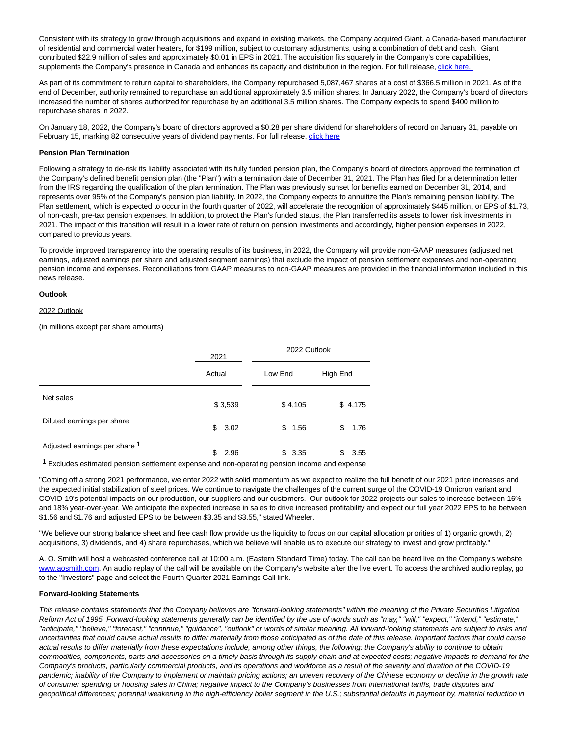Consistent with its strategy to grow through acquisitions and expand in existing markets, the Company acquired Giant, a Canada-based manufacturer of residential and commercial water heaters, for $199 million, subject to customary adjustments, using a combination of debt and cash. Giant contributed $22.9 million of sales and approximately $0.01 in EPS in 2021. The acquisition fits squarely in the Company's core capabilities, supplements the Company's presence in Canada and enhances its capacity and distribution in the region. For full release, [click here.](#)

As part of its commitment to return capital to shareholders, the Company repurchased 5,087,467 shares at a cost of $366.5 million in 2021. As of the end of December, authority remained to repurchase an additional approximately 3.5 million shares. In January 2022, the Company's board of directors increased the number of shares authorized for repurchase by an additional 3.5 million shares. The Company expects to spend $400 million to repurchase shares in 2022.

On January 18, 2022, the Company's board of directors approved a $0.28 per share dividend for shareholders of record on January 31, payable on February 15, marking 82 consecutive years of dividend payments. For full release, [click here](#)

**Pension Plan Termination**

Following a strategy to de-risk its liability associated with its fully funded pension plan, the Company's board of directors approved the termination of the Company's defined benefit pension plan (the "Plan") with a termination date of December 31, 2021. The Plan has filed for a determination letter from the IRS regarding the qualification of the plan termination. The Plan was previously sunset for benefits earned on December 31, 2014, and represents over 95% of the Company's pension plan liability. In 2022, the Company expects to annuitize the Plan's remaining pension liability. The Plan settlement, which is expected to occur in the fourth quarter of 2022, will accelerate the recognition of approximately $445 million, or EPS of $1.73, of non-cash, pre-tax pension expenses. In addition, to protect the Plan's funded status, the Plan transferred its assets to lower risk investments in 2021. The impact of this transition will result in a lower rate of return on pension investments and accordingly, higher pension expenses in 2022, compared to previous years.

To provide improved transparency into the operating results of its business, in 2022, the Company will provide non-GAAP measures (adjusted net earnings, adjusted earnings per share and adjusted segment earnings) that exclude the impact of pension settlement expenses and non-operating pension income and expenses. Reconciliations from GAAP measures to non-GAAP measures are provided in the financial information included in this news release.

**Outlook**

2022 Outlook

(in millions except per share amounts)

| | 2021 | 2022 Outlook | |
|---|---|---|---|
| | Actual | Low End | High End |
| Net sales | $ 3,539 | $ 4,105 | $ 4,175 |
| Diluted earnings per share | $ 3.02 | $ 1.56 | $ 1.76 |
| Adjusted earnings per share [1] | $ 2.96 | $ 3.35 | $ 3.55 |

[1] Excludes estimated pension settlement expense and non-operating pension income and expense

"Coming off a strong 2021 performance, we enter 2022 with solid momentum as we expect to realize the full benefit of our 2021 price increases and the expected initial stabilization of steel prices. We continue to navigate the challenges of the current surge of the COVID-19 Omicron variant and COVID-19's potential impacts on our production, our suppliers and our customers. Our outlook for 2022 projects our sales to increase between 16% and 18% year-over-year. We anticipate the expected increase in sales to drive increased profitability and expect our full year 2022 EPS to be between $1.56 and $1.76 and adjusted EPS to be between $3.35 and $3.55," stated Wheeler.

"We believe our strong balance sheet and free cash flow provide us the liquidity to focus on our capital allocation priorities of 1) organic growth, 2) acquisitions, 3) dividends, and 4) share repurchases, which we believe will enable us to execute our strategy to invest and grow profitably."

A. O. Smith will host a webcasted conference call at 10:00 a.m. (Eastern Standard Time) today. The call can be heard live on the Company's website [www.aosmith.com](http://www.aosmith.com). An audio replay of the call will be available on the Company's website after the live event. To access the archived audio replay, go to the "Investors" page and select the Fourth Quarter 2021 Earnings Call link.

**Forward-looking Statements**

*This release contains statements that the Company believes are "forward-looking statements" within the meaning of the Private Securities Litigation Reform Act of 1995. Forward-looking statements generally can be identified by the use of words such as "may," "will," "expect," "intend," "estimate," "anticipate," "believe," "forecast," "continue," "guidance", "outlook" or words of similar meaning. All forward-looking statements are subject to risks and uncertainties that could cause actual results to differ materially from those anticipated as of the date of this release. Important factors that could cause actual results to differ materially from these expectations include, among other things, the following: the Company's ability to continue to obtain commodities, components, parts and accessories on a timely basis through its supply chain and at expected costs; negative impacts to demand for the Company's products, particularly commercial products, and its operations and workforce as a result of the severity and duration of the COVID-19 pandemic; inability of the Company to implement or maintain pricing actions; an uneven recovery of the Chinese economy or decline in the growth rate of consumer spending or housing sales in China; negative impact to the Company's businesses from international tariffs, trade disputes and geopolitical differences; potential weakening in the high-efficiency boiler segment in the U.S.; substantial defaults in payment by, material reduction in*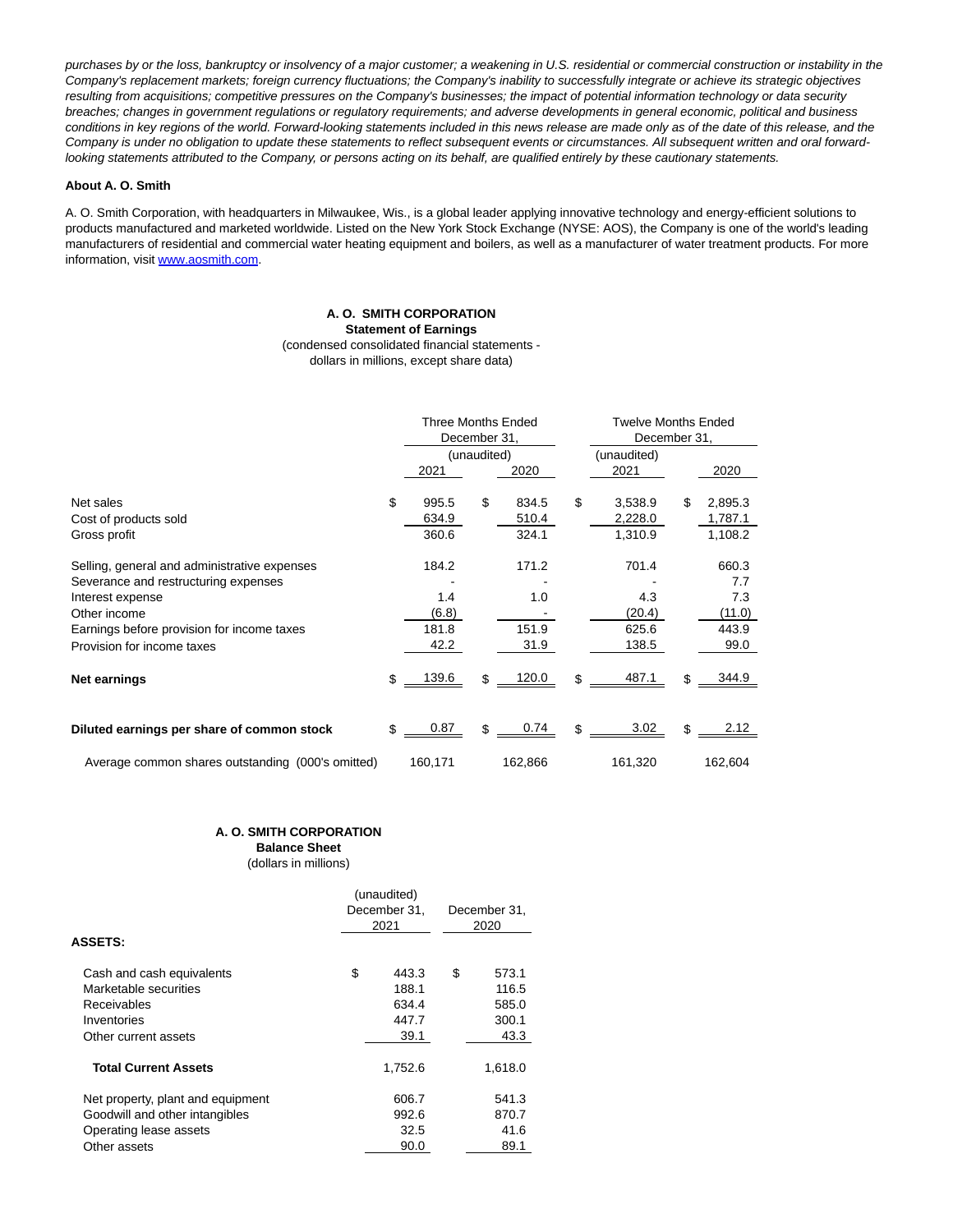*purchases by or the loss, bankruptcy or insolvency of a major customer; a weakening in U.S. residential or commercial construction or instability in the Company's replacement markets; foreign currency fluctuations; the Company's inability to successfully integrate or achieve its strategic objectives resulting from acquisitions; competitive pressures on the Company's businesses; the impact of potential information technology or data security breaches; changes in government regulations or regulatory requirements; and adverse developments in general economic, political and business conditions in key regions of the world. Forward-looking statements included in this news release are made only as of the date of this release, and the Company is under no obligation to update these statements to reflect subsequent events or circumstances. All subsequent written and oral forward-looking statements attributed to the Company, or persons acting on its behalf, are qualified entirely by these cautionary statements.*

**About A. O. Smith**

A. O. Smith Corporation, with headquarters in Milwaukee, Wis., is a global leader applying innovative technology and energy-efficient solutions to products manufactured and marketed worldwide. Listed on the New York Stock Exchange (NYSE: AOS), the Company is one of the world's leading manufacturers of residential and commercial water heating equipment and boilers, as well as a manufacturer of water treatment products. For more information, visit www.aosmith.com.

**A. O. SMITH CORPORATION**
**Statement of Earnings**
(condensed consolidated financial statements - dollars in millions, except share data)

| | Three Months Ended December 31, (unaudited) | | Twelve Months Ended December 31, | |
|---|---|---|---|---|
| | 2021 | 2020 | (unaudited) 2021 | 2020 |
| Net sales | $ 995.5 | $ 834.5 | $ 3,538.9 | $ 2,895.3 |
| Cost of products sold | 634.9 | 510.4 | 2,228.0 | 1,787.1 |
| Gross profit | 360.6 | 324.1 | 1,310.9 | 1,108.2 |
| Selling, general and administrative expenses | 184.2 | 171.2 | 701.4 | 660.3 |
| Severance and restructuring expenses | - | - | - | 7.7 |
| Interest expense | 1.4 | 1.0 | 4.3 | 7.3 |
| Other income | (6.8) | - | (20.4) | (11.0) |
| Earnings before provision for income taxes | 181.8 | 151.9 | 625.6 | 443.9 |
| Provision for income taxes | 42.2 | 31.9 | 138.5 | 99.0 |
| **Net earnings** | $ 139.6 | $ 120.0 | $ 487.1 | $ 344.9 |
| **Diluted earnings per share of common stock** | $ 0.87 | $ 0.74 | $ 3.02 | $ 2.12 |
| Average common shares outstanding (000's omitted) | 160,171 | 162,866 | 161,320 | 162,604 |

**A. O. SMITH CORPORATION**
**Balance Sheet**
(dollars in millions)

| | (unaudited) December 31, 2021 | December 31, 2020 |
|---|---|---|
| **ASSETS:** | | |
| Cash and cash equivalents | $ 443.3 | $ 573.1 |
| Marketable securities | 188.1 | 116.5 |
| Receivables | 634.4 | 585.0 |
| Inventories | 447.7 | 300.1 |
| Other current assets | 39.1 | 43.3 |
| **Total Current Assets** | 1,752.6 | 1,618.0 |
| Net property, plant and equipment | 606.7 | 541.3 |
| Goodwill and other intangibles | 992.6 | 870.7 |
| Operating lease assets | 32.5 | 41.6 |
| Other assets | 90.0 | 89.1 |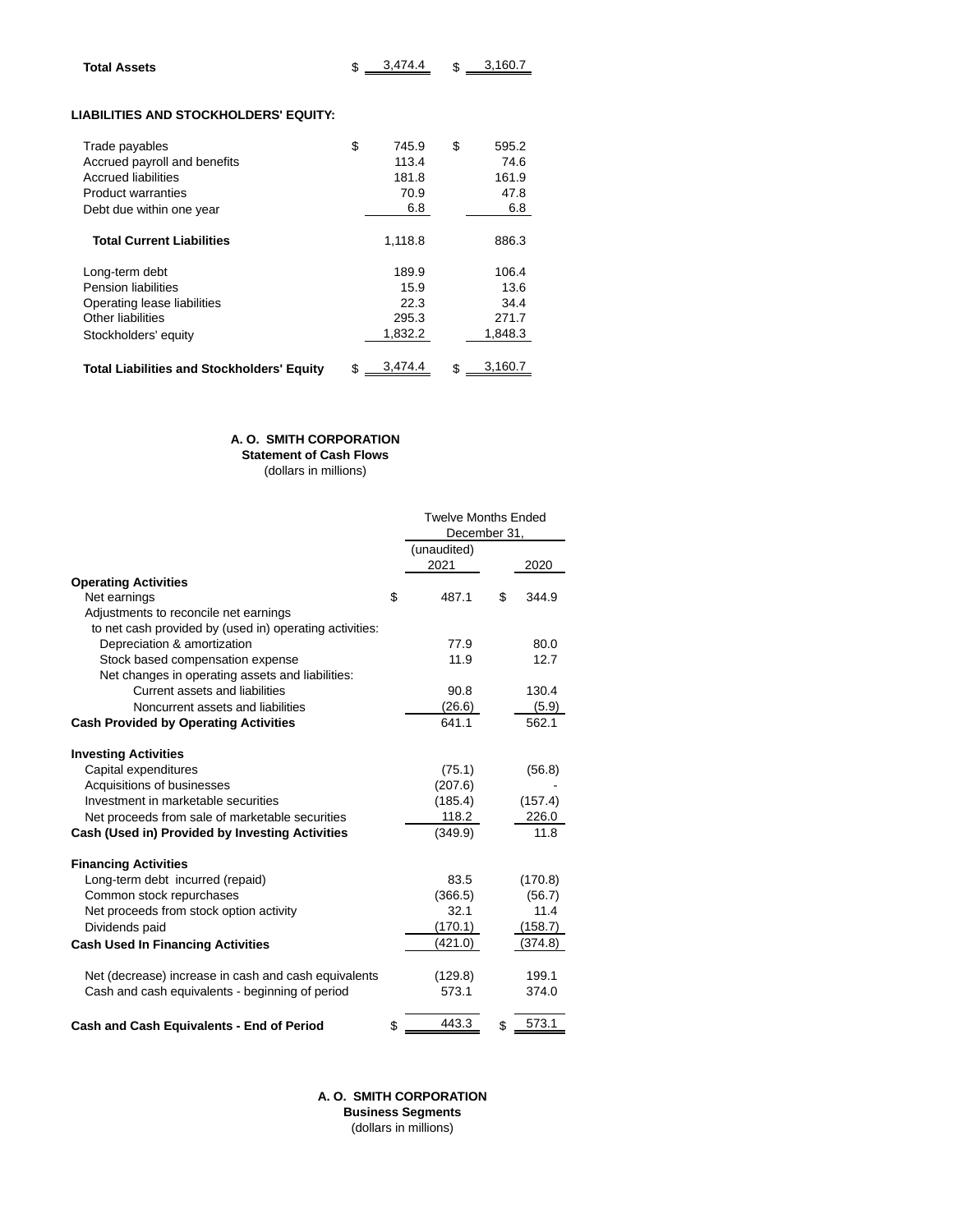| | | |
|---|---|---|
| **Total Assets** | $ 3,474.4 | $ 3,160.7 |
| **LIABILITIES AND STOCKHOLDERS' EQUITY:** | | |
| Trade payables | $ 745.9 | $ 595.2 |
| Accrued payroll and benefits | 113.4 | 74.6 |
| Accrued liabilities | 181.8 | 161.9 |
| Product warranties | 70.9 | 47.8 |
| Debt due within one year | 6.8 | 6.8 |
| **Total Current Liabilities** | 1,118.8 | 886.3 |
| Long-term debt | 189.9 | 106.4 |
| Pension liabilities | 15.9 | 13.6 |
| Operating lease liabilities | 22.3 | 34.4 |
| Other liabilities | 295.3 | 271.7 |
| Stockholders' equity | 1,832.2 | 1,848.3 |
| **Total Liabilities and Stockholders' Equity** | $ 3,474.4 | $ 3,160.7 |

**A. O. SMITH CORPORATION**
**Statement of Cash Flows**
(dollars in millions)

| | Twelve Months Ended December 31, | |
|---|---|---|
| | (unaudited) 2021 | 2020 |
| **Operating Activities** | | |
| Net earnings | $ 487.1 | $ 344.9 |
| Adjustments to reconcile net earnings to net cash provided by (used in) operating activities: | | |
| Depreciation & amortization | 77.9 | 80.0 |
| Stock based compensation expense | 11.9 | 12.7 |
| Net changes in operating assets and liabilities: | | |
| Current assets and liabilities | 90.8 | 130.4 |
| Noncurrent assets and liabilities | (26.6) | (5.9) |
| **Cash Provided by Operating Activities** | 641.1 | 562.1 |
| **Investing Activities** | | |
| Capital expenditures | (75.1) | (56.8) |
| Acquisitions of businesses | (207.6) | - |
| Investment in marketable securities | (185.4) | (157.4) |
| Net proceeds from sale of marketable securities | 118.2 | 226.0 |
| **Cash (Used in) Provided by Investing Activities** | (349.9) | 11.8 |
| **Financing Activities** | | |
| Long-term debt incurred (repaid) | 83.5 | (170.8) |
| Common stock repurchases | (366.5) | (56.7) |
| Net proceeds from stock option activity | 32.1 | 11.4 |
| Dividends paid | (170.1) | (158.7) |
| **Cash Used In Financing Activities** | (421.0) | (374.8) |
| Net (decrease) increase in cash and cash equivalents | (129.8) | 199.1 |
| Cash and cash equivalents - beginning of period | 573.1 | 374.0 |
| **Cash and Cash Equivalents - End of Period** | $ 443.3 | $ 573.1 |

**A. O. SMITH CORPORATION**
**Business Segments**
(dollars in millions)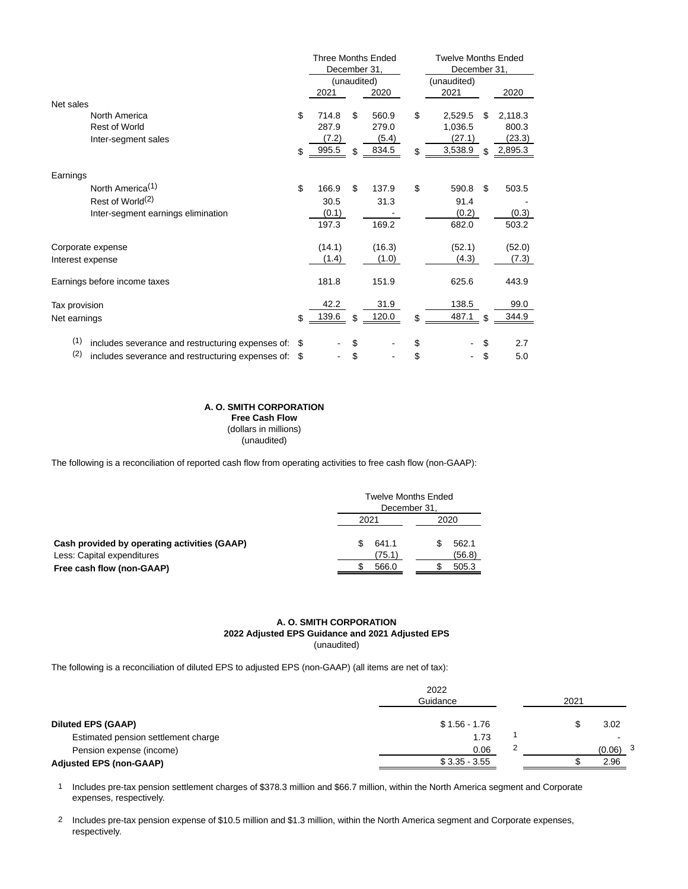| | Three Months Ended December 31, (unaudited) | | Twelve Months Ended December 31, (unaudited) | |
|---|---|---|---|---|
| | 2021 | 2020 | 2021 | 2020 |
| **Net sales** | | | | |
| North America | $ 714.8 | $ 560.9 | $ 2,529.5 | $ 2,118.3 |
| Rest of World | 287.9 | 279.0 | 1,036.5 | 800.3 |
| Inter-segment sales | (7.2) | (5.4) | (27.1) | (23.3) |
| | $ 995.5 | $ 834.5 | $ 3,538.9 | $ 2,895.3 |
| **Earnings** | | | | |
| North America[1] | $ 166.9 | $ 137.9 | $ 590.8 | $ 503.5 |
| Rest of World[2] | 30.5 | 31.3 | 91.4 | - |
| Inter-segment earnings elimination | (0.1) | - | (0.2) | (0.3) |
| | 197.3 | 169.2 | 682.0 | 503.2 |
| Corporate expense | (14.1) | (16.3) | (52.1) | (52.0) |
| Interest expense | (1.4) | (1.0) | (4.3) | (7.3) |
| Earnings before income taxes | 181.8 | 151.9 | 625.6 | 443.9 |
| Tax provision | 42.2 | 31.9 | 138.5 | 99.0 |
| Net earnings | $ 139.6 | $ 120.0 | $ 487.1 | $ 344.9 |
| (1) includes severance and restructuring expenses of: | $ - | $ - | $ - | $ 2.7 |
| (2) includes severance and restructuring expenses of: | $ - | $ - | $ - | $ 5.0 |

**A. O. SMITH CORPORATION**
**Free Cash Flow**
(dollars in millions)
(unaudited)

The following is a reconciliation of reported cash flow from operating activities to free cash flow (non-GAAP):

| | Twelve Months Ended December 31, | |
|---|---|---|
| | 2021 | 2020 |
| **Cash provided by operating activities (GAAP)** | $ 641.1 | $ 562.1 |
| Less: Capital expenditures | (75.1) | (56.8) |
| **Free cash flow (non-GAAP)** | $ 566.0 | $ 505.3 |

**A. O. SMITH CORPORATION**
**2022 Adjusted EPS Guidance and 2021 Adjusted EPS**
(unaudited)

The following is a reconciliation of diluted EPS to adjusted EPS (non-GAAP) (all items are net of tax):

| | 2022 Guidance | 2021 |
|---|---|---|
| **Diluted EPS (GAAP)** | $ 1.56 - 1.76 | $ 3.02 |
| Estimated pension settlement charge | 1.73 [1] | - |
| Pension expense (income) | 0.06 [2] | (0.06) [3] |
| **Adjusted EPS (non-GAAP)** | $ 3.35 - 3.55 | $ 2.96 |

1 Includes pre-tax pension settlement charges of $378.3 million and $66.7 million, within the North America segment and Corporate expenses, respectively.

2 Includes pre-tax pension expense of $10.5 million and $1.3 million, within the North America segment and Corporate expenses, respectively.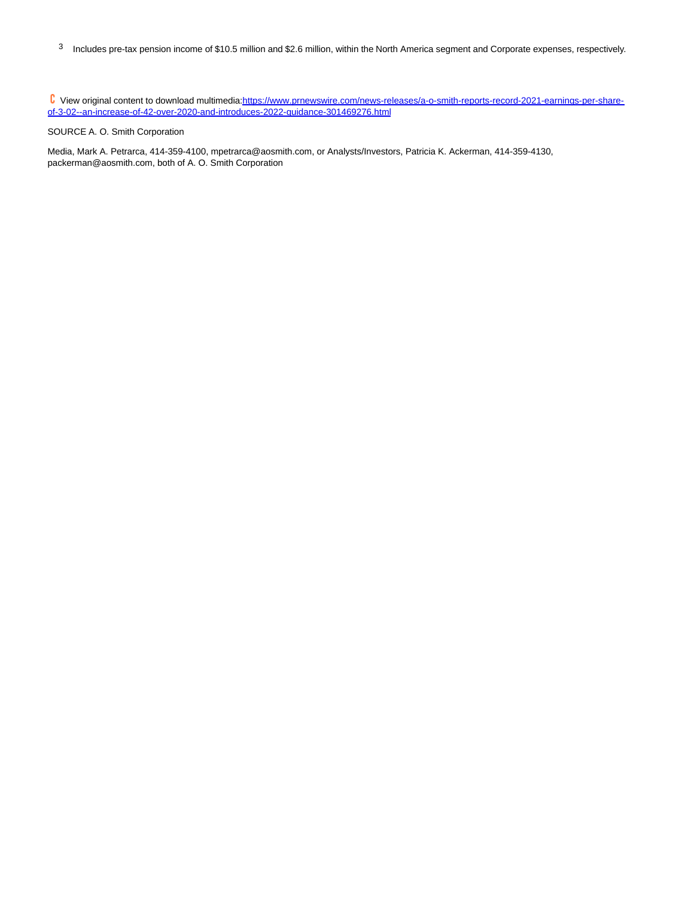[3] Includes pre-tax pension income of $10.5 million and $2.6 million, within the North America segment and Corporate expenses, respectively.

View original content to download multimedia:https://www.prnewswire.com/news-releases/a-o-smith-reports-record-2021-earnings-per-share-of-3-02--an-increase-of-42-over-2020-and-introduces-2022-guidance-301469276.html

SOURCE A. O. Smith Corporation

Media, Mark A. Petrarca, 414-359-4100, mpetrarca@aosmith.com, or Analysts/Investors, Patricia K. Ackerman, 414-359-4130, packerman@aosmith.com, both of A. O. Smith Corporation